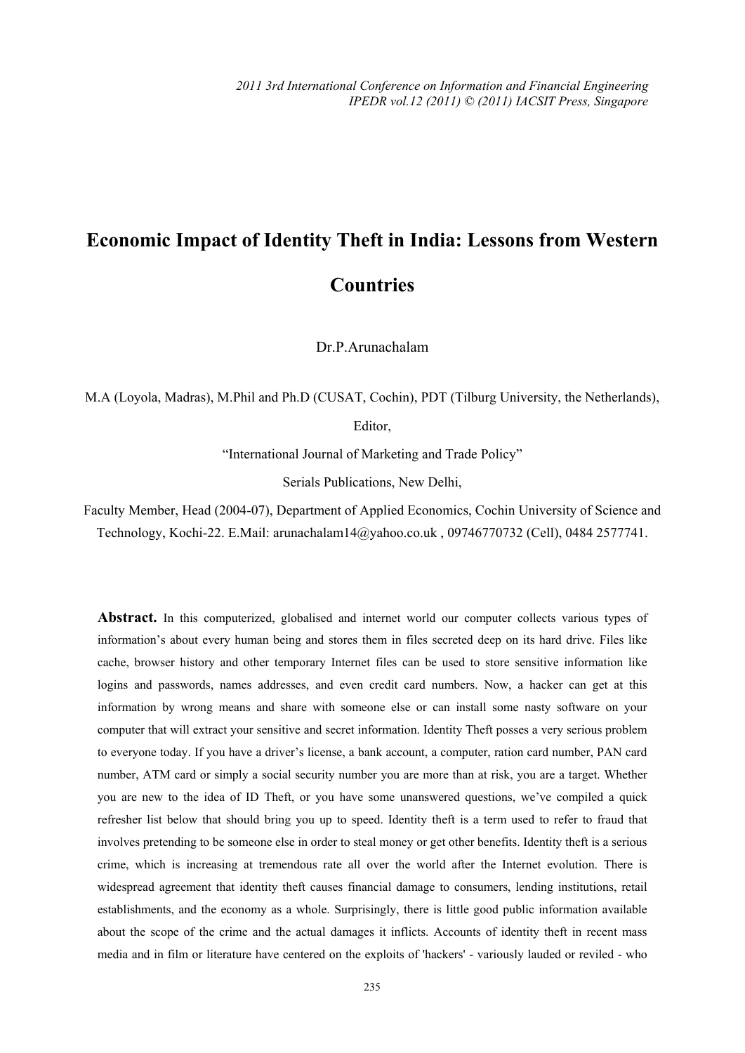# Economic Impact of Identity Theft in India: Lessons from Western Countries

Dr.P.Arunachalam

M.A (Loyola, Madras), M.Phil and Ph.D (CUSAT, Cochin), PDT (Tilburg University, the Netherlands), Editor,

"International Journal of Marketing and Trade Policy"

Serials Publications, New Delhi,

Faculty Member, Head (2004-07), Department of Applied Economics, Cochin University of Science and Technology, Kochi-22. E.Mail: arunachalam14@yahoo.co.uk , 09746770732 (Cell), 0484 2577741.

**Abstract.** In this computerized, globalised and internet world our computer collects various types of information's about every human being and stores them in files secreted deep on its hard drive. Files like cache, browser history and other temporary Internet files can be used to store sensitive information like logins and passwords, names addresses, and even credit card numbers. Now, a hacker can get at this information by wrong means and share with someone else or can install some nasty software on your computer that will extract your sensitive and secret information. Identity Theft posses a very serious problem to everyone today. If you have a driver's license, a bank account, a computer, ration card number, PAN card number, ATM card or simply a social security number you are more than at risk, you are a target. Whether you are new to the idea of ID Theft, or you have some unanswered questions, we've compiled a quick refresher list below that should bring you up to speed. Identity theft is a term used to refer to fraud that involves pretending to be someone else in order to steal money or get other benefits. Identity theft is a serious crime, which is increasing at tremendous rate all over the world after the Internet evolution. There is widespread agreement that identity theft causes financial damage to consumers, lending institutions, retail establishments, and the economy as a whole. Surprisingly, there is little good public information available about the scope of the crime and the actual damages it inflicts. Accounts of identity theft in recent mass media and in film or literature have centered on the exploits of 'hackers' - variously lauded or reviled - who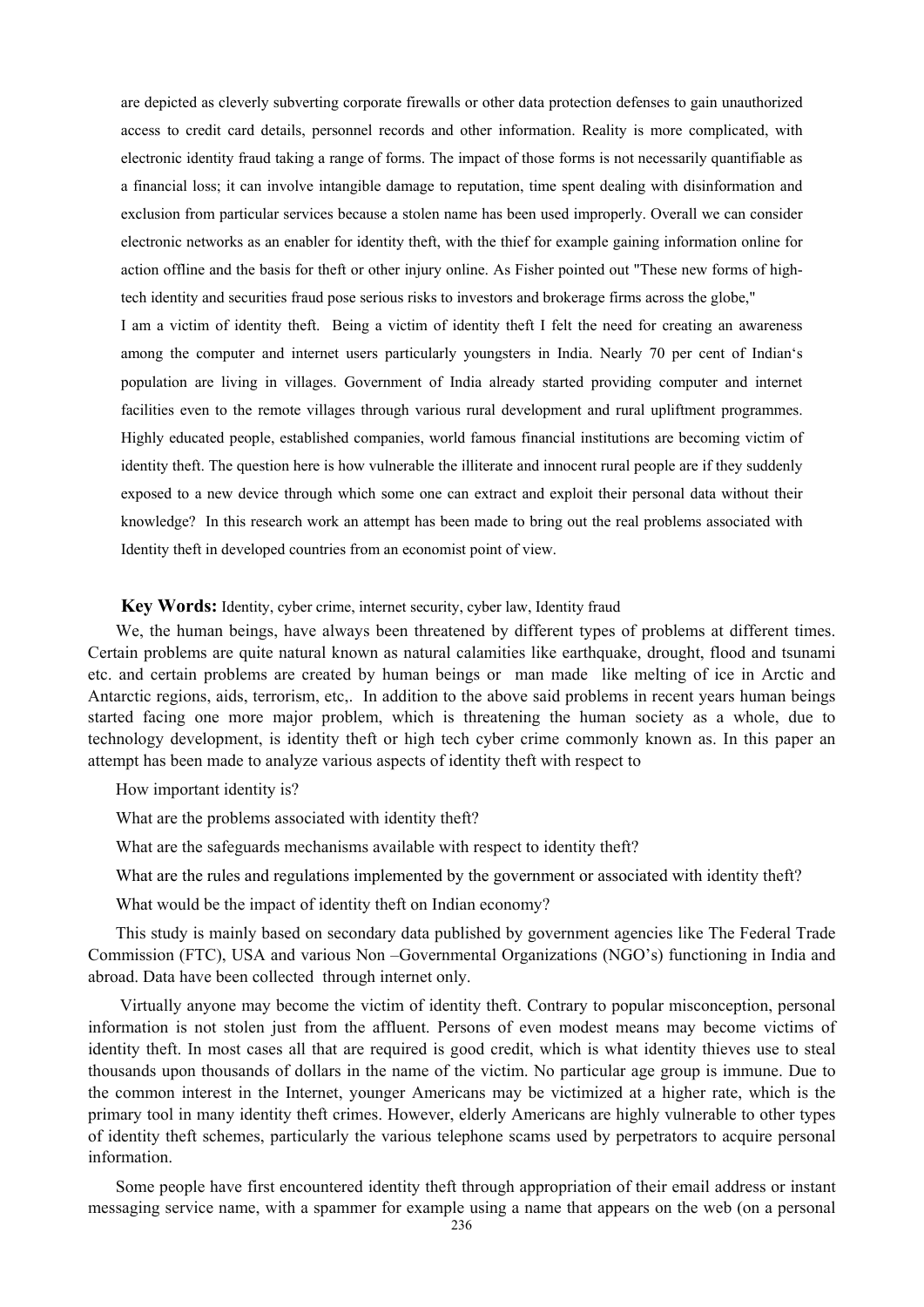are depicted as cleverly subverting corporate firewalls or other data protection defenses to gain unauthorized access to credit card details, personnel records and other information. Reality is more complicated, with electronic identity fraud taking a range of forms. The impact of those forms is not necessarily quantifiable as a financial loss; it can involve intangible damage to reputation, time spent dealing with disinformation and exclusion from particular services because a stolen name has been used improperly. Overall we can consider electronic networks as an enabler for identity theft, with the thief for example gaining information online for action offline and the basis for theft or other injury online. As Fisher pointed out "These new forms of high-tech identity and securities fraud pose serious risks to investors and brokerage firms across the globe,"

I am a victim of identity theft. Being a victim of identity theft I felt the need for creating an awareness among the computer and internet users particularly youngsters in India. Nearly 70 per cent of Indian's population are living in villages. Government of India already started providing computer and internet facilities even to the remote villages through various rural development and rural upliftment programmes. Highly educated people, established companies, world famous financial institutions are becoming victim of identity theft. The question here is how vulnerable the illiterate and innocent rural people are if they suddenly exposed to a new device through which some one can extract and exploit their personal data without their knowledge? In this research work an attempt has been made to bring out the real problems associated with Identity theft in developed countries from an economist point of view.

**Key Words:** Identity, cyber crime, internet security, cyber law, Identity fraud

We, the human beings, have always been threatened by different types of problems at different times. Certain problems are quite natural known as natural calamities like earthquake, drought, flood and tsunami etc. and certain problems are created by human beings or man made like melting of ice in Arctic and Antarctic regions, aids, terrorism, etc,. In addition to the above said problems in recent years human beings started facing one more major problem, which is threatening the human society as a whole, due to technology development, is identity theft or high tech cyber crime commonly known as. In this paper an attempt has been made to analyze various aspects of identity theft with respect to

How important identity is?

What are the problems associated with identity theft?

What are the safeguards mechanisms available with respect to identity theft?

What are the rules and regulations implemented by the government or associated with identity theft?

What would be the impact of identity theft on Indian economy?

This study is mainly based on secondary data published by government agencies like The Federal Trade Commission (FTC), USA and various Non –Governmental Organizations (NGO's) functioning in India and abroad. Data have been collected through internet only.

Virtually anyone may become the victim of identity theft. Contrary to popular misconception, personal information is not stolen just from the affluent. Persons of even modest means may become victims of identity theft. In most cases all that are required is good credit, which is what identity thieves use to steal thousands upon thousands of dollars in the name of the victim. No particular age group is immune. Due to the common interest in the Internet, younger Americans may be victimized at a higher rate, which is the primary tool in many identity theft crimes. However, elderly Americans are highly vulnerable to other types of identity theft schemes, particularly the various telephone scams used by perpetrators to acquire personal information.

Some people have first encountered identity theft through appropriation of their email address or instant messaging service name, with a spammer for example using a name that appears on the web (on a personal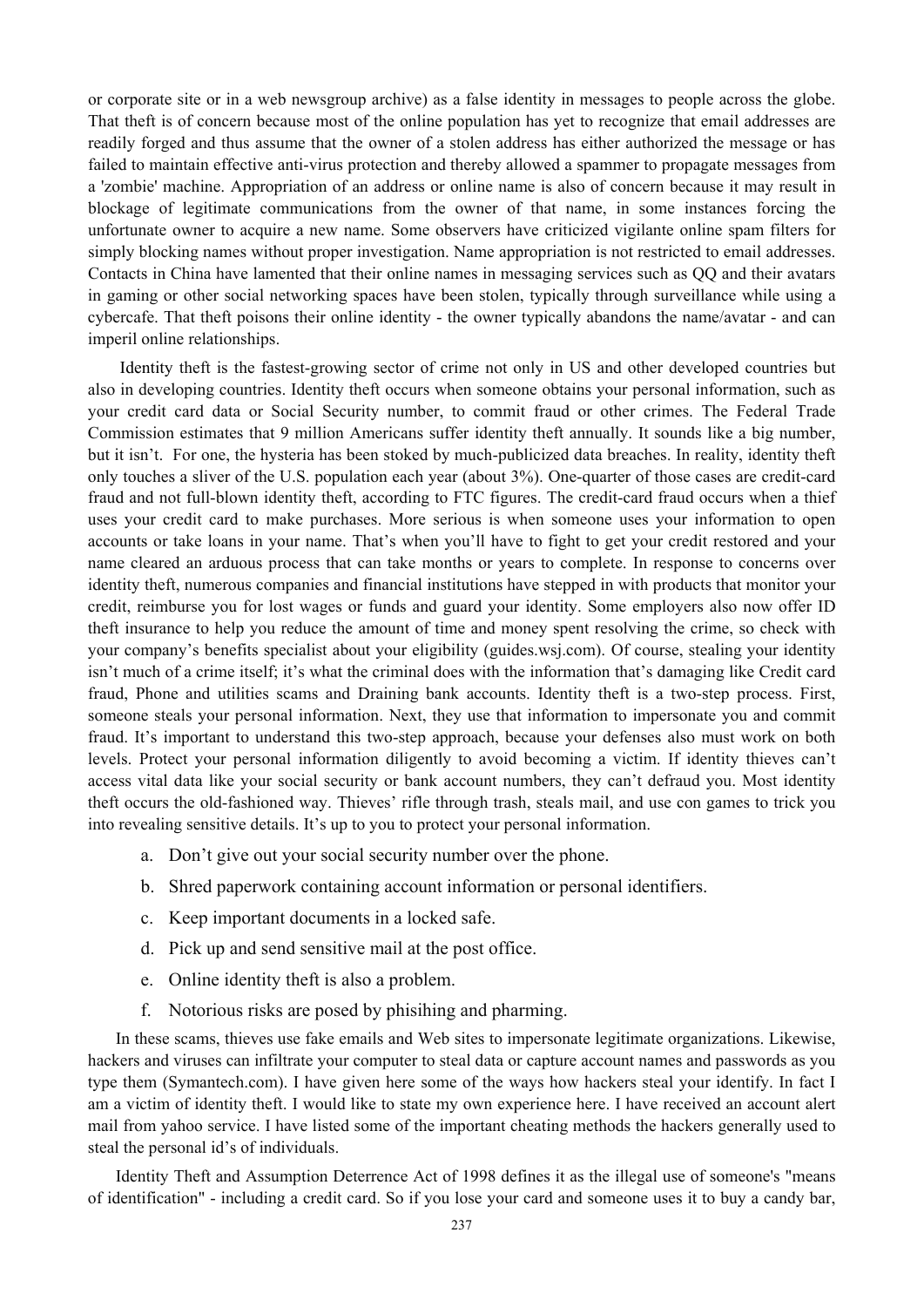or corporate site or in a web newsgroup archive) as a false identity in messages to people across the globe. That theft is of concern because most of the online population has yet to recognize that email addresses are readily forged and thus assume that the owner of a stolen address has either authorized the message or has failed to maintain effective anti-virus protection and thereby allowed a spammer to propagate messages from a 'zombie' machine. Appropriation of an address or online name is also of concern because it may result in blockage of legitimate communications from the owner of that name, in some instances forcing the unfortunate owner to acquire a new name. Some observers have criticized vigilante online spam filters for simply blocking names without proper investigation. Name appropriation is not restricted to email addresses. Contacts in China have lamented that their online names in messaging services such as QQ and their avatars in gaming or other social networking spaces have been stolen, typically through surveillance while using a cybercafe. That theft poisons their online identity - the owner typically abandons the name/avatar - and can imperil online relationships.

Identity theft is the fastest-growing sector of crime not only in US and other developed countries but also in developing countries. Identity theft occurs when someone obtains your personal information, such as your credit card data or Social Security number, to commit fraud or other crimes. The Federal Trade Commission estimates that 9 million Americans suffer identity theft annually. It sounds like a big number, but it isn't. For one, the hysteria has been stoked by much-publicized data breaches. In reality, identity theft only touches a sliver of the U.S. population each year (about 3%). One-quarter of those cases are credit-card fraud and not full-blown identity theft, according to FTC figures. The credit-card fraud occurs when a thief uses your credit card to make purchases. More serious is when someone uses your information to open accounts or take loans in your name. That's when you'll have to fight to get your credit restored and your name cleared an arduous process that can take months or years to complete. In response to concerns over identity theft, numerous companies and financial institutions have stepped in with products that monitor your credit, reimburse you for lost wages or funds and guard your identity. Some employers also now offer ID theft insurance to help you reduce the amount of time and money spent resolving the crime, so check with your company's benefits specialist about your eligibility (guides.wsj.com). Of course, stealing your identity isn't much of a crime itself; it's what the criminal does with the information that's damaging like Credit card fraud, Phone and utilities scams and Draining bank accounts. Identity theft is a two-step process. First, someone steals your personal information. Next, they use that information to impersonate you and commit fraud. It's important to understand this two-step approach, because your defenses also must work on both levels. Protect your personal information diligently to avoid becoming a victim. If identity thieves can't access vital data like your social security or bank account numbers, they can't defraud you. Most identity theft occurs the old-fashioned way. Thieves' rifle through trash, steals mail, and use con games to trick you into revealing sensitive details. It's up to you to protect your personal information.

a. Don't give out your social security number over the phone.
b. Shred paperwork containing account information or personal identifiers.
c. Keep important documents in a locked safe.
d. Pick up and send sensitive mail at the post office.
e. Online identity theft is also a problem.
f. Notorious risks are posed by phisihing and pharming.

In these scams, thieves use fake emails and Web sites to impersonate legitimate organizations. Likewise, hackers and viruses can infiltrate your computer to steal data or capture account names and passwords as you type them (Symantech.com). I have given here some of the ways how hackers steal your identify. In fact I am a victim of identity theft. I would like to state my own experience here. I have received an account alert mail from yahoo service. I have listed some of the important cheating methods the hackers generally used to steal the personal id's of individuals.

Identity Theft and Assumption Deterrence Act of 1998 defines it as the illegal use of someone's "means of identification" - including a credit card. So if you lose your card and someone uses it to buy a candy bar,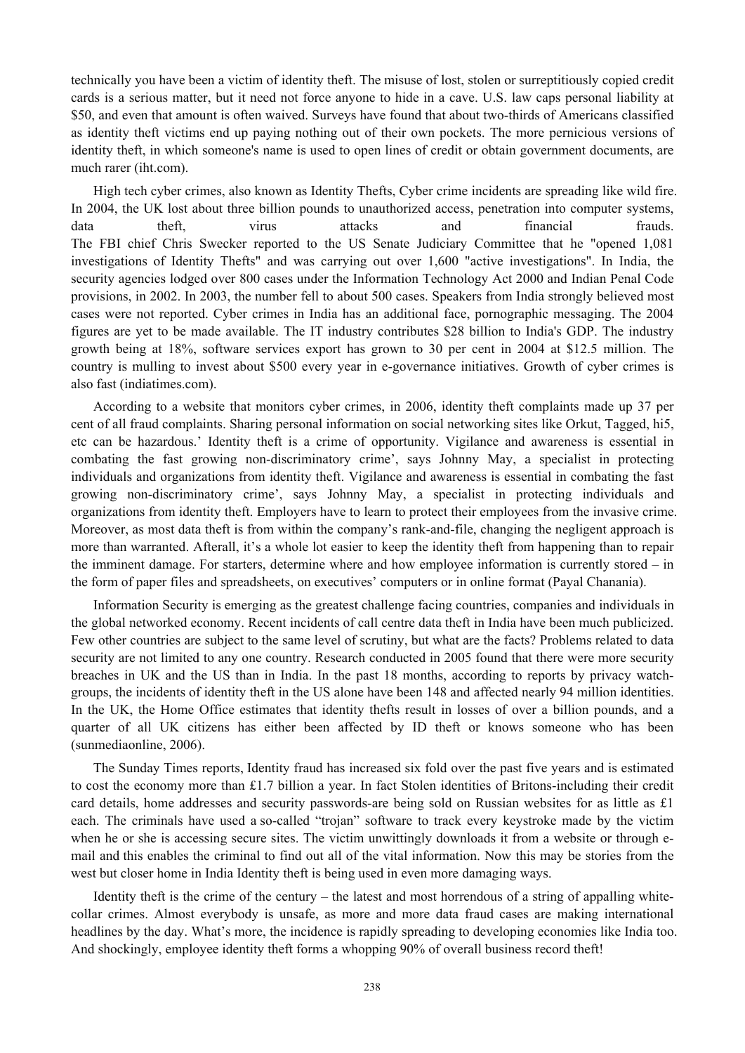technically you have been a victim of identity theft. The misuse of lost, stolen or surreptitiously copied credit cards is a serious matter, but it need not force anyone to hide in a cave. U.S. law caps personal liability at $50, and even that amount is often waived. Surveys have found that about two-thirds of Americans classified as identity theft victims end up paying nothing out of their own pockets. The more pernicious versions of identity theft, in which someone's name is used to open lines of credit or obtain government documents, are much rarer (iht.com).

High tech cyber crimes, also known as Identity Thefts, Cyber crime incidents are spreading like wild fire. In 2004, the UK lost about three billion pounds to unauthorized access, penetration into computer systems, data theft, virus attacks and financial frauds. The FBI chief Chris Swecker reported to the US Senate Judiciary Committee that he "opened 1,081 investigations of Identity Thefts" and was carrying out over 1,600 "active investigations". In India, the security agencies lodged over 800 cases under the Information Technology Act 2000 and Indian Penal Code provisions, in 2002. In 2003, the number fell to about 500 cases. Speakers from India strongly believed most cases were not reported. Cyber crimes in India has an additional face, pornographic messaging. The 2004 figures are yet to be made available. The IT industry contributes $28 billion to India's GDP. The industry growth being at 18%, software services export has grown to 30 per cent in 2004 at $12.5 million. The country is mulling to invest about $500 every year in e-governance initiatives. Growth of cyber crimes is also fast (indiatimes.com).

According to a website that monitors cyber crimes, in 2006, identity theft complaints made up 37 per cent of all fraud complaints. Sharing personal information on social networking sites like Orkut, Tagged, hi5, etc can be hazardous.' Identity theft is a crime of opportunity. Vigilance and awareness is essential in combating the fast growing non-discriminatory crime', says Johnny May, a specialist in protecting individuals and organizations from identity theft. Vigilance and awareness is essential in combating the fast growing non-discriminatory crime', says Johnny May, a specialist in protecting individuals and organizations from identity theft. Employers have to learn to protect their employees from the invasive crime. Moreover, as most data theft is from within the company's rank-and-file, changing the negligent approach is more than warranted. Afterall, it's a whole lot easier to keep the identity theft from happening than to repair the imminent damage. For starters, determine where and how employee information is currently stored – in the form of paper files and spreadsheets, on executives' computers or in online format (Payal Chanania).

Information Security is emerging as the greatest challenge facing countries, companies and individuals in the global networked economy. Recent incidents of call centre data theft in India have been much publicized. Few other countries are subject to the same level of scrutiny, but what are the facts? Problems related to data security are not limited to any one country. Research conducted in 2005 found that there were more security breaches in UK and the US than in India. In the past 18 months, according to reports by privacy watch-groups, the incidents of identity theft in the US alone have been 148 and affected nearly 94 million identities. In the UK, the Home Office estimates that identity thefts result in losses of over a billion pounds, and a quarter of all UK citizens has either been affected by ID theft or knows someone who has been (sunmediaonline, 2006).

The Sunday Times reports, Identity fraud has increased six fold over the past five years and is estimated to cost the economy more than £1.7 billion a year. In fact Stolen identities of Britons-including their credit card details, home addresses and security passwords-are being sold on Russian websites for as little as £1 each. The criminals have used a so-called "trojan" software to track every keystroke made by the victim when he or she is accessing secure sites. The victim unwittingly downloads it from a website or through e-mail and this enables the criminal to find out all of the vital information. Now this may be stories from the west but closer home in India Identity theft is being used in even more damaging ways.

Identity theft is the crime of the century – the latest and most horrendous of a string of appalling white-collar crimes. Almost everybody is unsafe, as more and more data fraud cases are making international headlines by the day. What's more, the incidence is rapidly spreading to developing economies like India too. And shockingly, employee identity theft forms a whopping 90% of overall business record theft!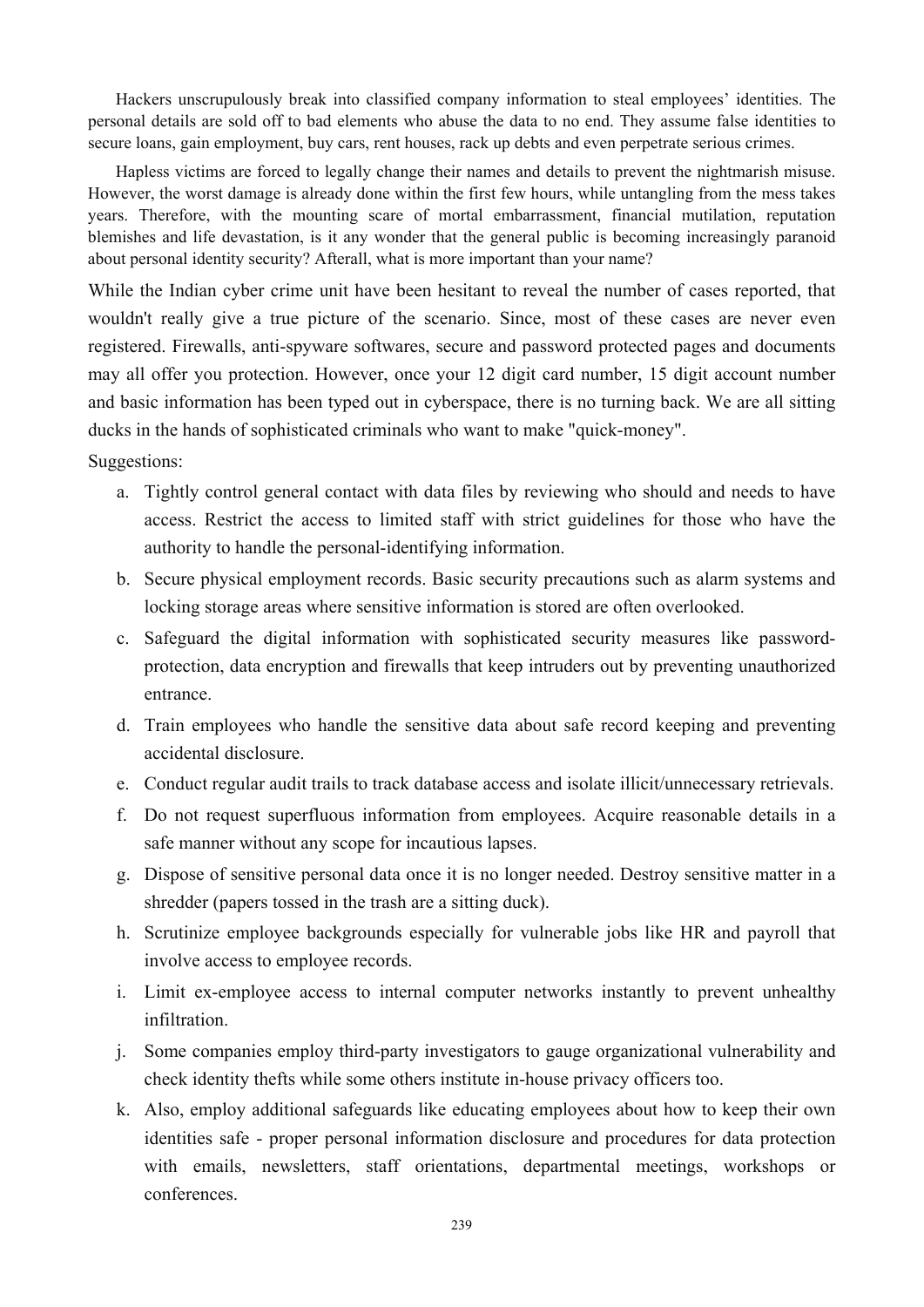Hackers unscrupulously break into classified company information to steal employees' identities. The personal details are sold off to bad elements who abuse the data to no end. They assume false identities to secure loans, gain employment, buy cars, rent houses, rack up debts and even perpetrate serious crimes.

Hapless victims are forced to legally change their names and details to prevent the nightmarish misuse. However, the worst damage is already done within the first few hours, while untangling from the mess takes years. Therefore, with the mounting scare of mortal embarrassment, financial mutilation, reputation blemishes and life devastation, is it any wonder that the general public is becoming increasingly paranoid about personal identity security? Afterall, what is more important than your name?

While the Indian cyber crime unit have been hesitant to reveal the number of cases reported, that wouldn't really give a true picture of the scenario. Since, most of these cases are never even registered. Firewalls, anti-spyware softwares, secure and password protected pages and documents may all offer you protection. However, once your 12 digit card number, 15 digit account number and basic information has been typed out in cyberspace, there is no turning back. We are all sitting ducks in the hands of sophisticated criminals who want to make "quick-money".

Suggestions:

a. Tightly control general contact with data files by reviewing who should and needs to have access. Restrict the access to limited staff with strict guidelines for those who have the authority to handle the personal-identifying information.
b. Secure physical employment records. Basic security precautions such as alarm systems and locking storage areas where sensitive information is stored are often overlooked.
c. Safeguard the digital information with sophisticated security measures like password-protection, data encryption and firewalls that keep intruders out by preventing unauthorized entrance.
d. Train employees who handle the sensitive data about safe record keeping and preventing accidental disclosure.
e. Conduct regular audit trails to track database access and isolate illicit/unnecessary retrievals.
f. Do not request superfluous information from employees. Acquire reasonable details in a safe manner without any scope for incautious lapses.
g. Dispose of sensitive personal data once it is no longer needed. Destroy sensitive matter in a shredder (papers tossed in the trash are a sitting duck).
h. Scrutinize employee backgrounds especially for vulnerable jobs like HR and payroll that involve access to employee records.
i. Limit ex-employee access to internal computer networks instantly to prevent unhealthy infiltration.
j. Some companies employ third-party investigators to gauge organizational vulnerability and check identity thefts while some others institute in-house privacy officers too.
k. Also, employ additional safeguards like educating employees about how to keep their own identities safe - proper personal information disclosure and procedures for data protection with emails, newsletters, staff orientations, departmental meetings, workshops or conferences.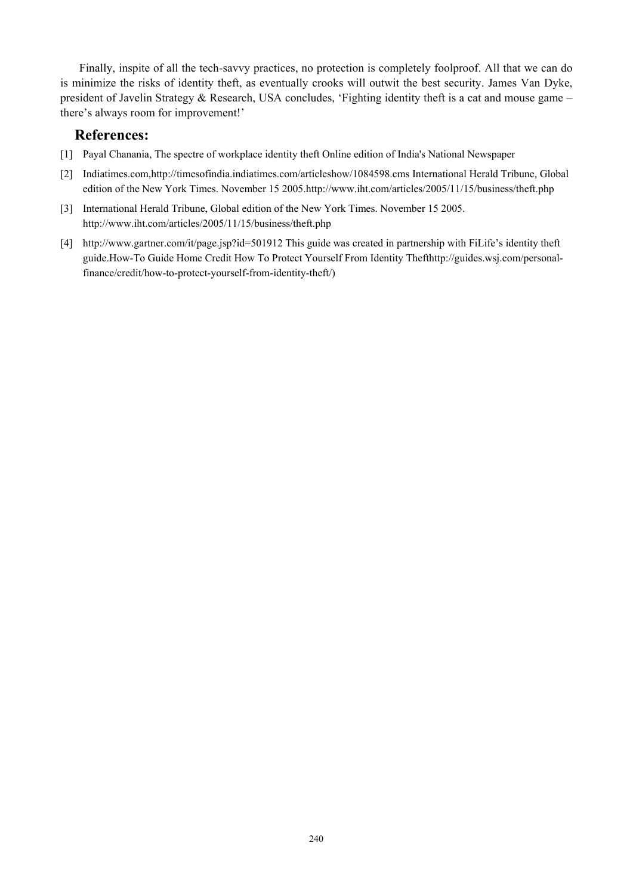Finally, inspite of all the tech-savvy practices, no protection is completely foolproof. All that we can do is minimize the risks of identity theft, as eventually crooks will outwit the best security. James Van Dyke, president of Javelin Strategy & Research, USA concludes, 'Fighting identity theft is a cat and mouse game – there's always room for improvement!'

## References:

[1] Payal Chanania, The spectre of workplace identity theft Online edition of India's National Newspaper

[2] Indiatimes.com,http://timesofindia.indiatimes.com/articleshow/1084598.cms International Herald Tribune, Global edition of the New York Times. November 15 2005.http://www.iht.com/articles/2005/11/15/business/theft.php

[3] International Herald Tribune, Global edition of the New York Times. November 15 2005. http://www.iht.com/articles/2005/11/15/business/theft.php

[4] http://www.gartner.com/it/page.jsp?id=501912 This guide was created in partnership with FiLife's identity theft guide.How-To Guide Home Credit How To Protect Yourself From Identity Thefthttp://guides.wsj.com/personal-finance/credit/how-to-protect-yourself-from-identity-theft/)